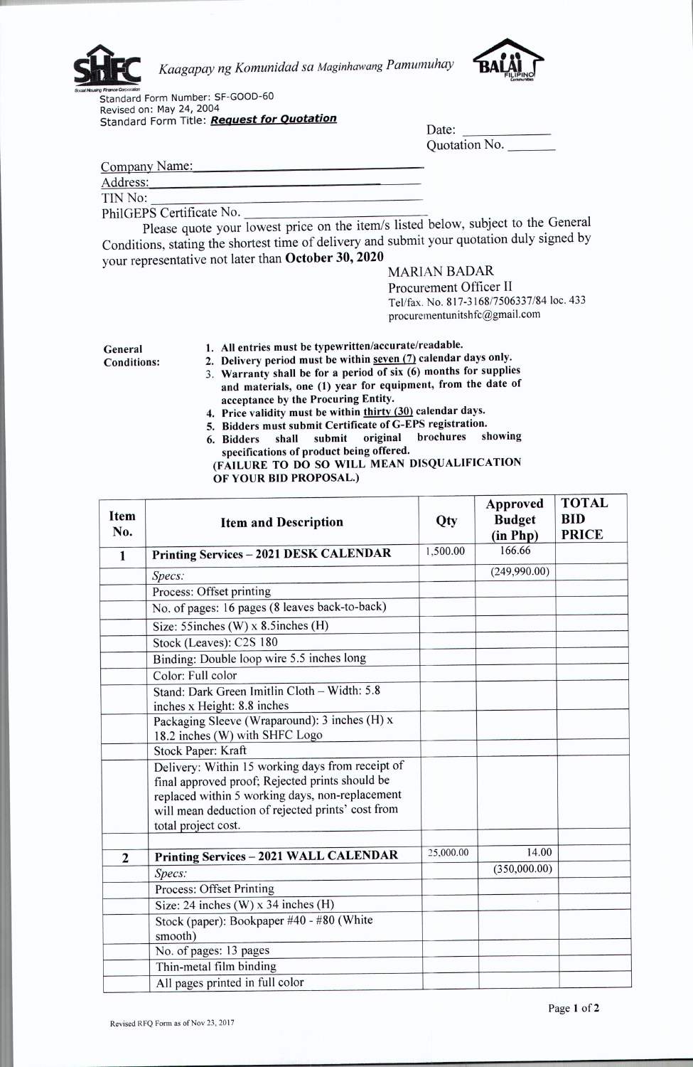Kaagapay ng Komunidad sa Maginhawang Pamumuhay

Standard Form Number: SF-GOOD-60
Revised on: May 24, 2004
Standard Form Title: ***Request for Quotation***

Date: ___________
Quotation No. _______

Company Name: ______________________________
Address: ______________________________
TIN No: ______________________________
PhilGEPS Certificate No. ______________________________

Please quote your lowest price on the item/s listed below, subject to the General Conditions, stating the shortest time of delivery and submit your quotation duly signed by your representative not later than **October 30, 2020**

MARIAN BADAR
Procurement Officer II
Tel/fax. No. 817-3168/7506337/84 loc. 433
procurementunitshfc@gmail.com

**General Conditions:**

1. **All entries must be typewritten/accurate/readable.**
2. **Delivery period must be within seven (7) calendar days only.**
3. **Warranty shall be for a period of six (6) months for supplies and materials, one (1) year for equipment, from the date of acceptance by the Procuring Entity.**
4. **Price validity must be within thirty (30) calendar days.**
5. **Bidders must submit Certificate of G-EPS registration.**
6. **Bidders shall submit original brochures showing specifications of product being offered.**

**(FAILURE TO DO SO WILL MEAN DISQUALIFICATION OF YOUR BID PROPOSAL.)**

| Item No. | Item and Description | Qty | Approved Budget (in Php) | TOTAL BID PRICE |
|---|---|---|---|---|
| 1 | **Printing Services – 2021 DESK CALENDAR** | 1,500.00 | 166.66 | |
| | *Specs:* | | (249,990.00) | |
| | Process: Offset printing | | | |
| | No. of pages: 16 pages (8 leaves back-to-back) | | | |
| | Size: 55inches (W) x 8.5inches (H) | | | |
| | Stock (Leaves): C2S 180 | | | |
| | Binding: Double loop wire 5.5 inches long | | | |
| | Color: Full color | | | |
| | Stand: Dark Green Imitlin Cloth – Width: 5.8 inches x Height: 8.8 inches | | | |
| | Packaging Sleeve (Wraparound): 3 inches (H) x 18.2 inches (W) with SHFC Logo | | | |
| | Stock Paper: Kraft | | | |
| | Delivery: Within 15 working days from receipt of final approved proof; Rejected prints should be replaced within 5 working days, non-replacement will mean deduction of rejected prints' cost from total project cost. | | | |
| | | | | |
| 2 | **Printing Services – 2021 WALL CALENDAR** | 25,000.00 | 14.00 | |
| | *Specs:* | | (350,000.00) | |
| | Process: Offset Printing | | | |
| | Size: 24 inches (W) x 34 inches (H) | | | |
| | Stock (paper): Bookpaper #40 - #80 (White smooth) | | | |
| | No. of pages: 13 pages | | | |
| | Thin-metal film binding | | | |
| | All pages printed in full color | | | |

Revised RFQ Form as of Nov 23, 2017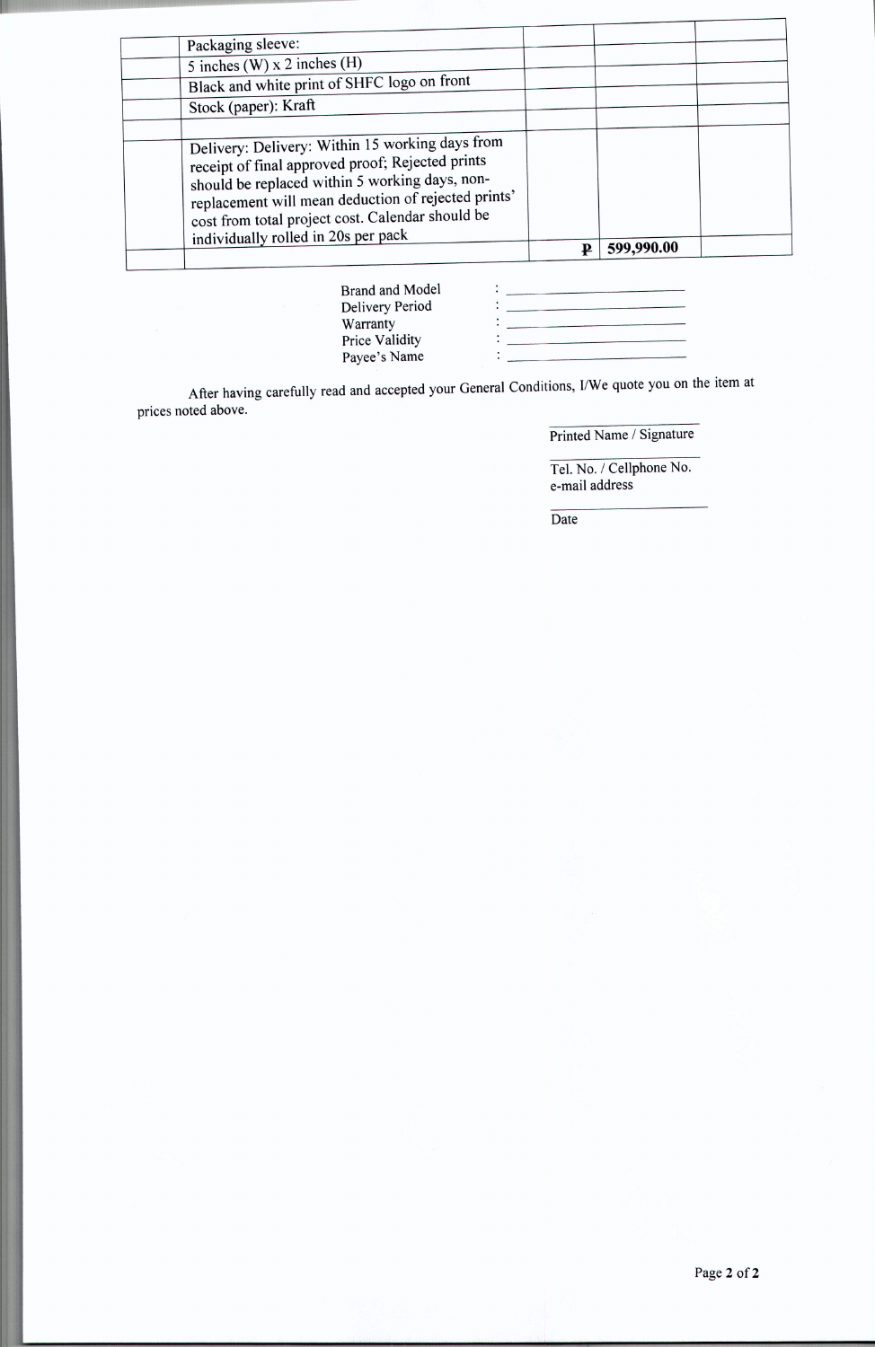| | | | | |
|---|---|---|---|---|
| | Packaging sleeve: | | | |
| | 5 inches (W) x 2 inches (H) | | | |
| | Black and white print of SHFC logo on front | | | |
| | Stock (paper): Kraft | | | |
| | | | | |
| | Delivery: Delivery: Within 15 working days from receipt of final approved proof; Rejected prints should be replaced within 5 working days, non-replacement will mean deduction of rejected prints' cost from total project cost. Calendar should be individually rolled in 20s per pack | | | |
| | | ₱ | 599,990.00 | |

Brand and Model : ____________________
Delivery Period : ____________________
Warranty : ____________________
Price Validity : ____________________
Payee's Name : ____________________

After having carefully read and accepted your General Conditions, I/We quote you on the item at prices noted above.

____________________
Printed Name / Signature

____________________
Tel. No. / Cellphone No.
e-mail address

____________________
Date